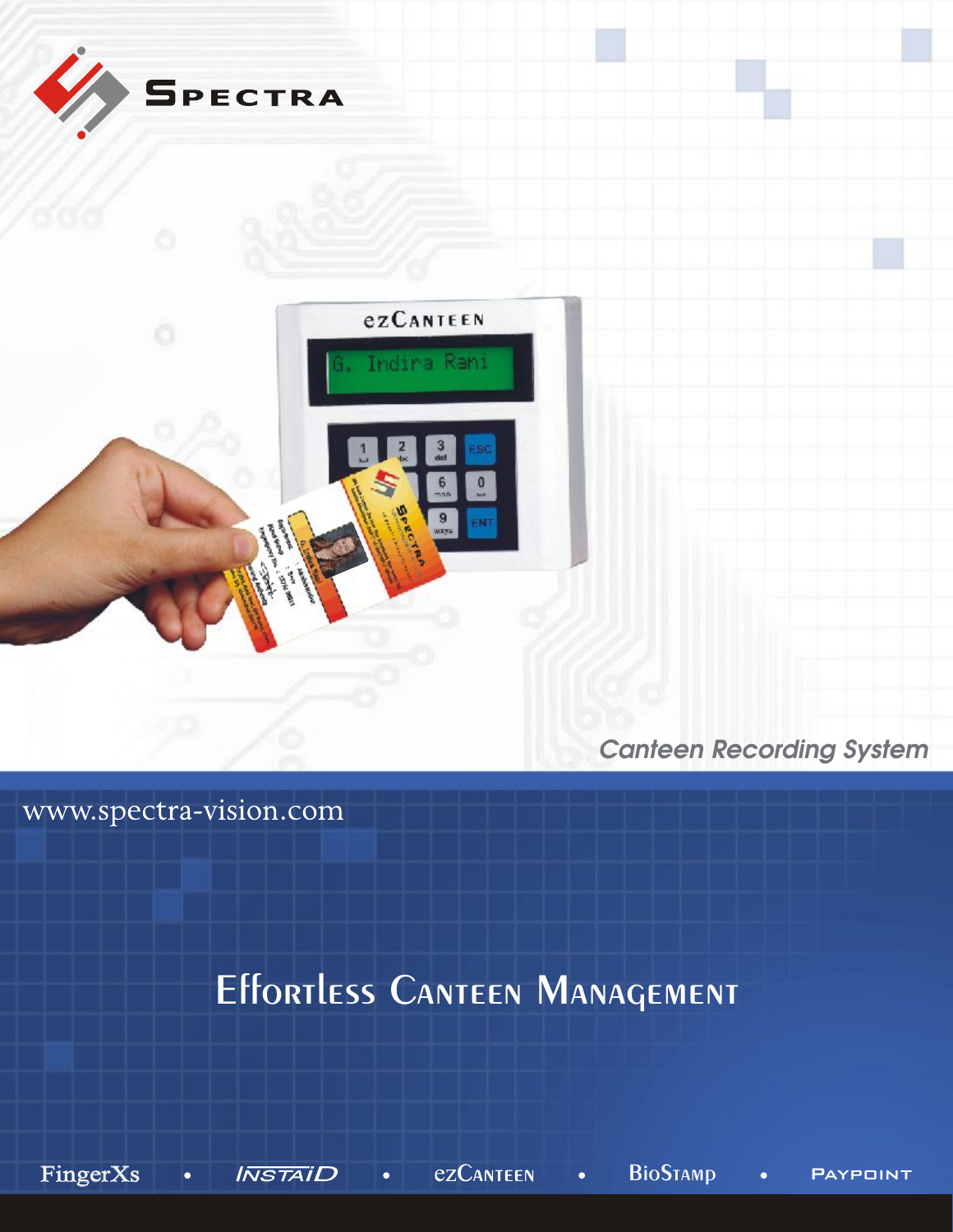SPECTRA

*Canteen Recording System*

www.spectra-vision.com

# Effortless Canteen Management

FingerXs • INSTAID • ezCANTEEN • BioSTAMP • PAYPOINT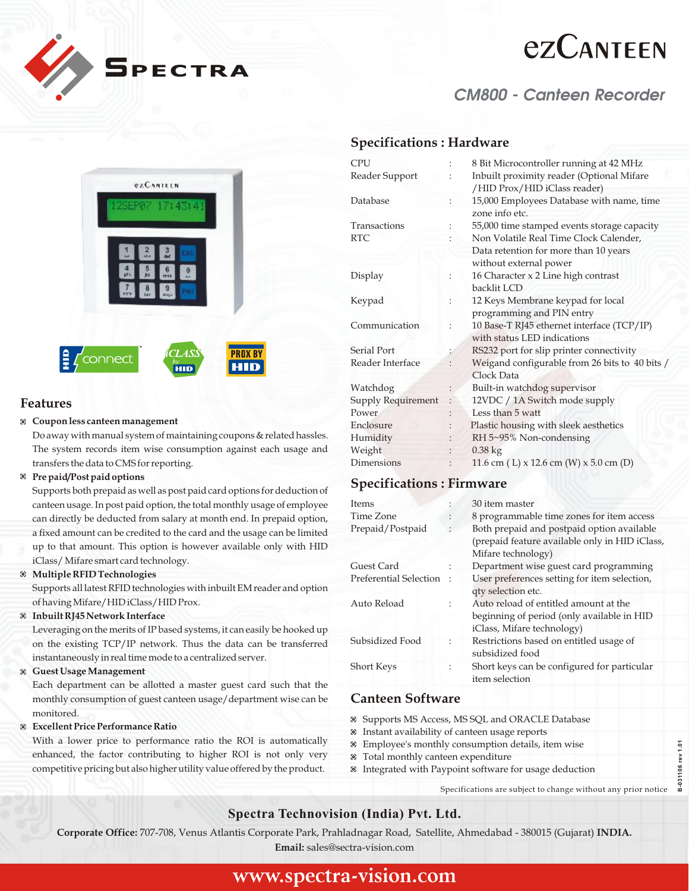SPECTRA

# ezCANTEEN

## CM800 - Canteen Recorder

## Features

- **Coupon less canteen management**
  Do away with manual system of maintaining coupons & related hassles. The system records item wise consumption against each usage and transfers the data to CMS for reporting.
- **Pre paid/Post paid options**
  Supports both prepaid as well as post paid card options for deduction of canteen usage. In post paid option, the total monthly usage of employee can directly be deducted from salary at month end. In prepaid option, a fixed amount can be credited to the card and the usage can be limited up to that amount. This option is however available only with HID iClass/ Mifare smart card technology.
- **Multiple RFID Technologies**
  Supports all latest RFID technologies with inbuilt EM reader and option of having Mifare/HID iClass/HID Prox.
- **Inbuilt RJ45 Network Interface**
  Leveraging on the merits of IP based systems, it can easily be hooked up on the existing TCP/IP network. Thus the data can be transferred instantaneously in real time mode to a centralized server.
- **Guest Usage Management**
  Each department can be allotted a master guest card such that the monthly consumption of guest canteen usage/department wise can be monitored.
- **Excellent Price Performance Ratio**
  With a lower price to performance ratio the ROI is automatically enhanced, the factor contributing to higher ROI is not only very competitive pricing but also higher utility value offered by the product.

## Specifications : Hardware

| | | |
|---|---|---|
| CPU | : | 8 Bit Microcontroller running at 42 MHz |
| Reader Support | : | Inbuilt proximity reader (Optional Mifare /HID Prox/HID iClass reader) |
| Database | : | 15,000 Employees Database with name, time zone info etc. |
| Transactions | : | 55,000 time stamped events storage capacity |
| RTC | : | Non Volatile Real Time Clock Calender, Data retention for more than 10 years without external power |
| Display | : | 16 Character x 2 Line high contrast backlit LCD |
| Keypad | : | 12 Keys Membrane keypad for local programming and PIN entry |
| Communication | : | 10 Base-T RJ45 ethernet interface (TCP/IP) with status LED indications |
| Serial Port | : | RS232 port for slip printer connectivity |
| Reader Interface | : | Weigand configurable from 26 bits to 40 bits / Clock Data |
| Watchdog | : | Built-in watchdog supervisor |
| Supply Requirement | : | 12VDC / 1A Switch mode supply |
| Power | : | Less than 5 watt |
| Enclosure | : | Plastic housing with sleek aesthetics |
| Humidity | : | RH 5~95% Non-condensing |
| Weight | : | 0.38 kg |
| Dimensions | : | 11.6 cm ( L) x 12.6 cm (W) x 5.0 cm (D) |

## Specifications : Firmware

| | | |
|---|---|---|
| Items | : | 30 item master |
| Time Zone | : | 8 programmable time zones for item access |
| Prepaid/Postpaid | : | Both prepaid and postpaid option available (prepaid feature available only in HID iClass, Mifare technology) |
| Guest Card | : | Department wise guest card programming |
| Preferential Selection | : | User preferences setting for item selection, qty selection etc. |
| Auto Reload | : | Auto reload of entitled amount at the beginning of period (only available in HID iClass, Mifare technology) |
| Subsidized Food | : | Restrictions based on entitled usage of subsidized food |
| Short Keys | : | Short keys can be configured for particular item selection |

## Canteen Software

- Supports MS Access, MS SQL and ORACLE Database
- Instant availability of canteen usage reports
- Employee's monthly consumption details, item wise
- Total monthly canteen expenditure
- Integrated with Paypoint software for usage deduction

Specifications are subject to change without any prior notice

B-031106 rev 1.01

**Spectra Technovision (India) Pvt. Ltd.**

**Corporate Office:** 707-708, Venus Atlantis Corporate Park, Prahladnagar Road, Satellite, Ahmedabad - 380015 (Gujarat) **INDIA.**

**Email:** sales@sectra-vision.com

**www.spectra-vision.com**